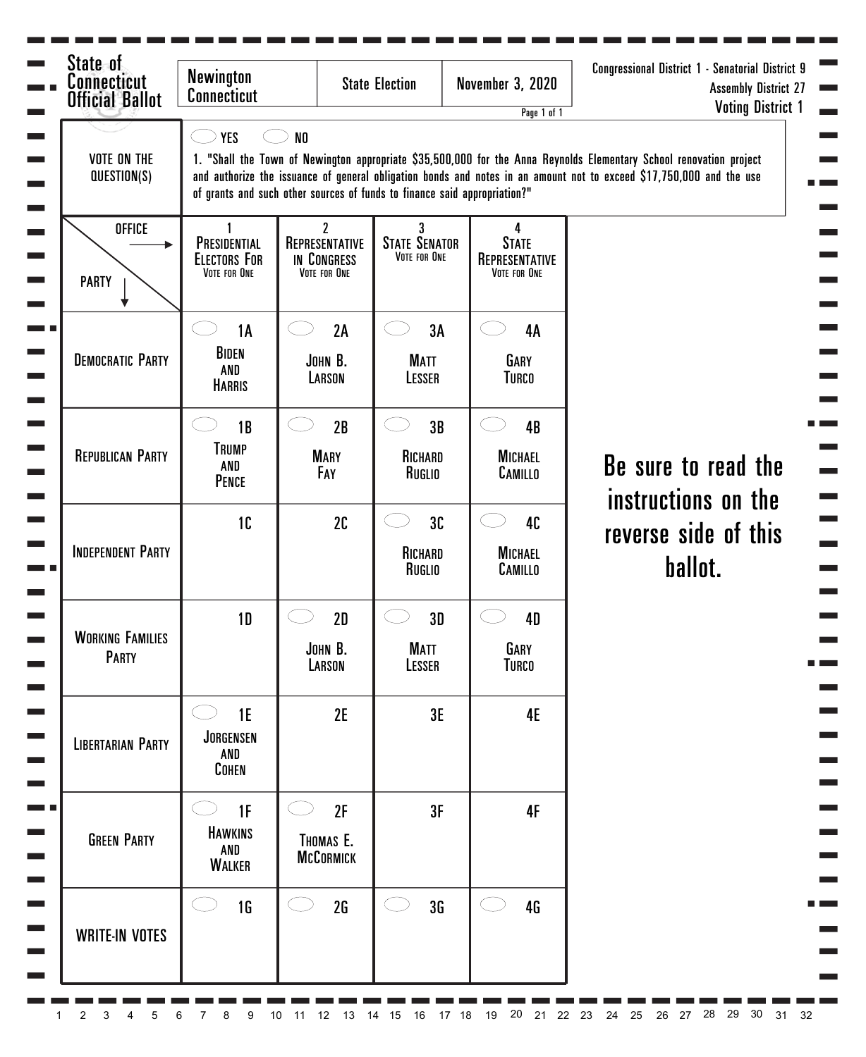# State of Connecticut Official Ballot

| Newington Connecticut | State Election | November 3, 2020 |
|---|---|---|

Congressional District 1 - Senatorial District 9
Assembly District 27
Voting District 1

## VOTE ON THE QUESTION(S)

YES / NO

1. "Shall the Town of Newington appropriate $35,500,000 for the Anna Reynolds Elementary School renovation project and authorize the issuance of general obligation bonds and notes in an amount not to exceed $17,750,000 and the use of grants and such other sources of funds to finance said appropriation?"

| OFFICE → / PARTY ↓ | 1 PRESIDENTIAL ELECTORS FOR (VOTE FOR ONE) | 2 REPRESENTATIVE IN CONGRESS (VOTE FOR ONE) | 3 STATE SENATOR (VOTE FOR ONE) | 4 STATE REPRESENTATIVE (VOTE FOR ONE) |
|---|---|---|---|---|
| DEMOCRATIC PARTY | 1A BIDEN AND HARRIS | 2A JOHN B. LARSON | 3A MATT LESSER | 4A GARY TURCO |
| REPUBLICAN PARTY | 1B TRUMP AND PENCE | 2B MARY FAY | 3B RICHARD RUGLIO | 4B MICHAEL CAMILLO |
| INDEPENDENT PARTY | 1C | 2C | 3C RICHARD RUGLIO | 4C MICHAEL CAMILLO |
| WORKING FAMILIES PARTY | 1D | 2D JOHN B. LARSON | 3D MATT LESSER | 4D GARY TURCO |
| LIBERTARIAN PARTY | 1E JORGENSEN AND COHEN | 2E | 3E | 4E |
| GREEN PARTY | 1F HAWKINS AND WALKER | 2F THOMAS E. MCCORMICK | 3F | 4F |
| WRITE-IN VOTES | 1G | 2G | 3G | 4G |

**Be sure to read the instructions on the reverse side of this ballot.**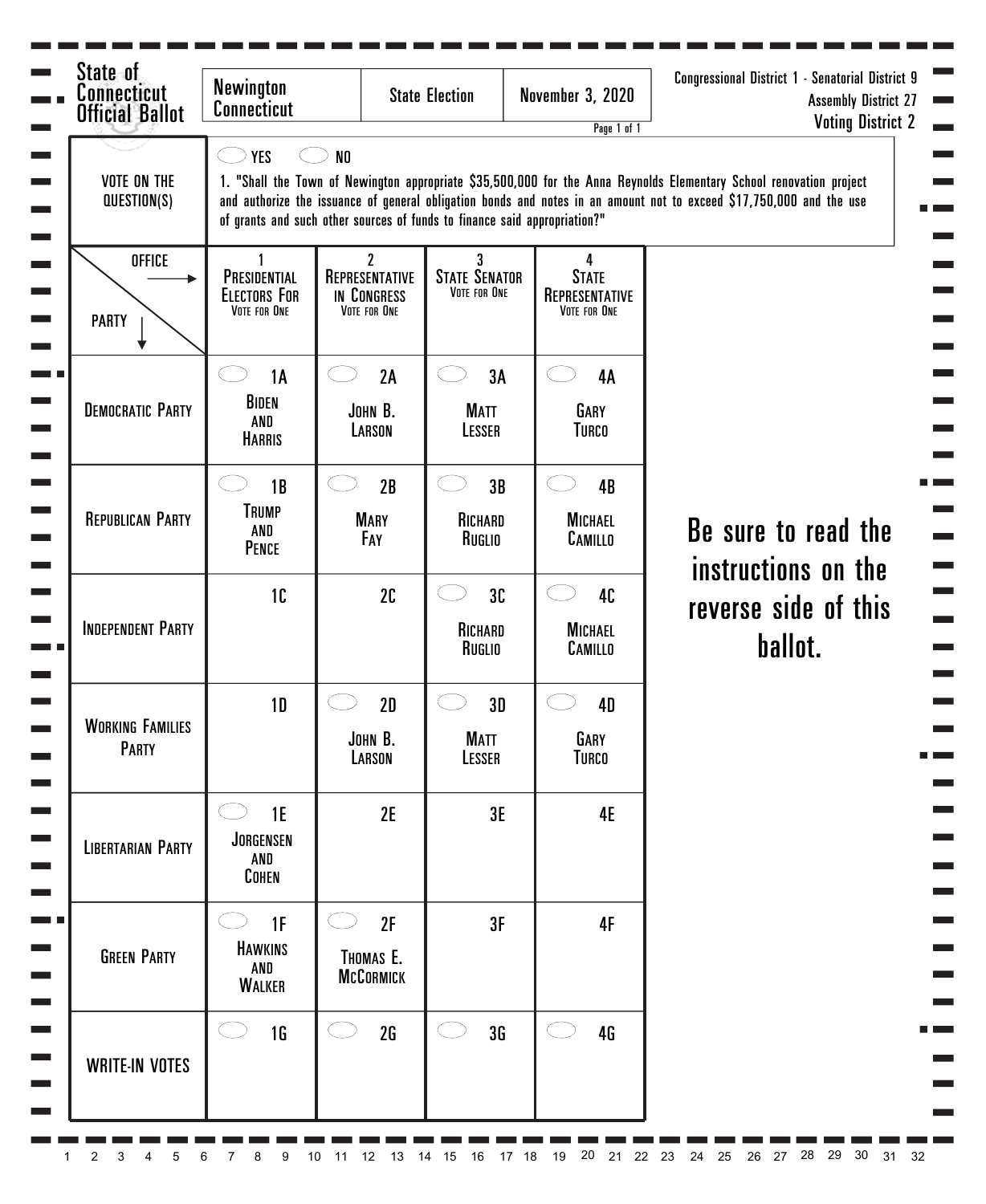# State of Connecticut Official Ballot

| Newington Connecticut | State Election | November 3, 2020 |
|---|---|---|

Page 1 of 1

Congressional District 1 - Senatorial District 9
Assembly District 27
Voting District 2

**VOTE ON THE QUESTION(S)**

YES NO

1. "Shall the Town of Newington appropriate $35,500,000 for the Anna Reynolds Elementary School renovation project and authorize the issuance of general obligation bonds and notes in an amount not to exceed $17,750,000 and the use of grants and such other sources of funds to finance said appropriation?"

| OFFICE → / PARTY ↓ | 1 Presidential Electors For (Vote for One) | 2 Representative in Congress (Vote for One) | 3 State Senator (Vote for One) | 4 State Representative (Vote for One) |
|---|---|---|---|---|
| Democratic Party | 1A Biden and Harris | 2A John B. Larson | 3A Matt Lesser | 4A Gary Turco |
| Republican Party | 1B Trump and Pence | 2B Mary Fay | 3B Richard Ruglio | 4B Michael Camillo |
| Independent Party | 1C | 2C | 3C Richard Ruglio | 4C Michael Camillo |
| Working Families Party | 1D | 2D John B. Larson | 3D Matt Lesser | 4D Gary Turco |
| Libertarian Party | 1E Jorgensen and Cohen | 2E | 3E | 4E |
| Green Party | 1F Hawkins and Walker | 2F Thomas E. McCormick | 3F | 4F |
| WRITE-IN VOTES | 1G | 2G | 3G | 4G |

**Be sure to read the instructions on the reverse side of this ballot.**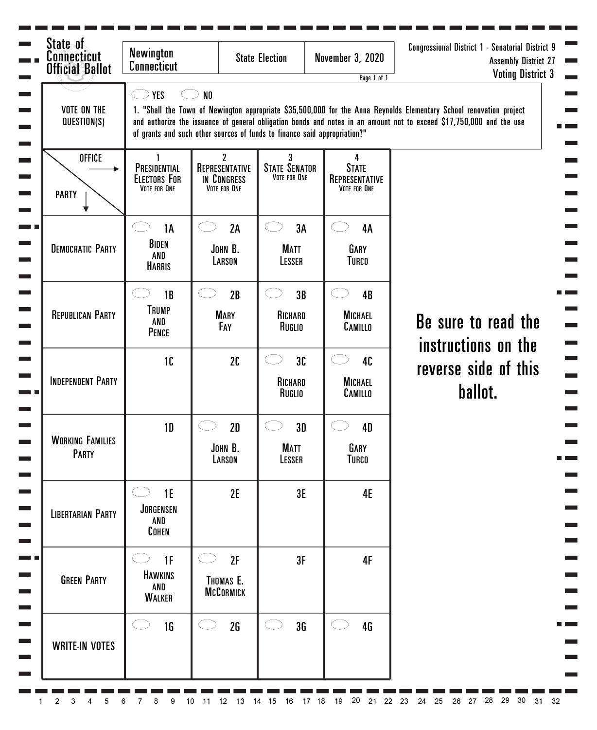# State of Connecticut Official Ballot

| Newington Connecticut | State Election | November 3, 2020 |
|---|---|---|

Page 1 of 1

Congressional District 1 - Senatorial District 9
Assembly District 27
Voting District 3

## VOTE ON THE QUESTION(S)

YES NO

1. "Shall the Town of Newington appropriate $35,500,000 for the Anna Reynolds Elementary School renovation project and authorize the issuance of general obligation bonds and notes in an amount not to exceed $17,750,000 and the use of grants and such other sources of funds to finance said appropriation?"

| OFFICE → / PARTY ↓ | 1 Presidential Electors For (Vote for One) | 2 Representative in Congress (Vote for One) | 3 State Senator (Vote for One) | 4 State Representative (Vote for One) |
|---|---|---|---|---|
| Democratic Party | 1A Biden and Harris | 2A John B. Larson | 3A Matt Lesser | 4A Gary Turco |
| Republican Party | 1B Trump and Pence | 2B Mary Fay | 3B Richard Ruglio | 4B Michael Camillo |
| Independent Party | 1C | 2C | 3C Richard Ruglio | 4C Michael Camillo |
| Working Families Party | 1D | 2D John B. Larson | 3D Matt Lesser | 4D Gary Turco |
| Libertarian Party | 1E Jorgensen and Cohen | 2E | 3E | 4E |
| Green Party | 1F Hawkins and Walker | 2F Thomas E. McCormick | 3F | 4F |
| Write-In Votes | 1G | 2G | 3G | 4G |

**Be sure to read the instructions on the reverse side of this ballot.**

1 2 3 4 5 6 7 8 9 10 11 12 13 14 15 16 17 18 19 20 21 22 23 24 25 26 27 28 29 30 31 32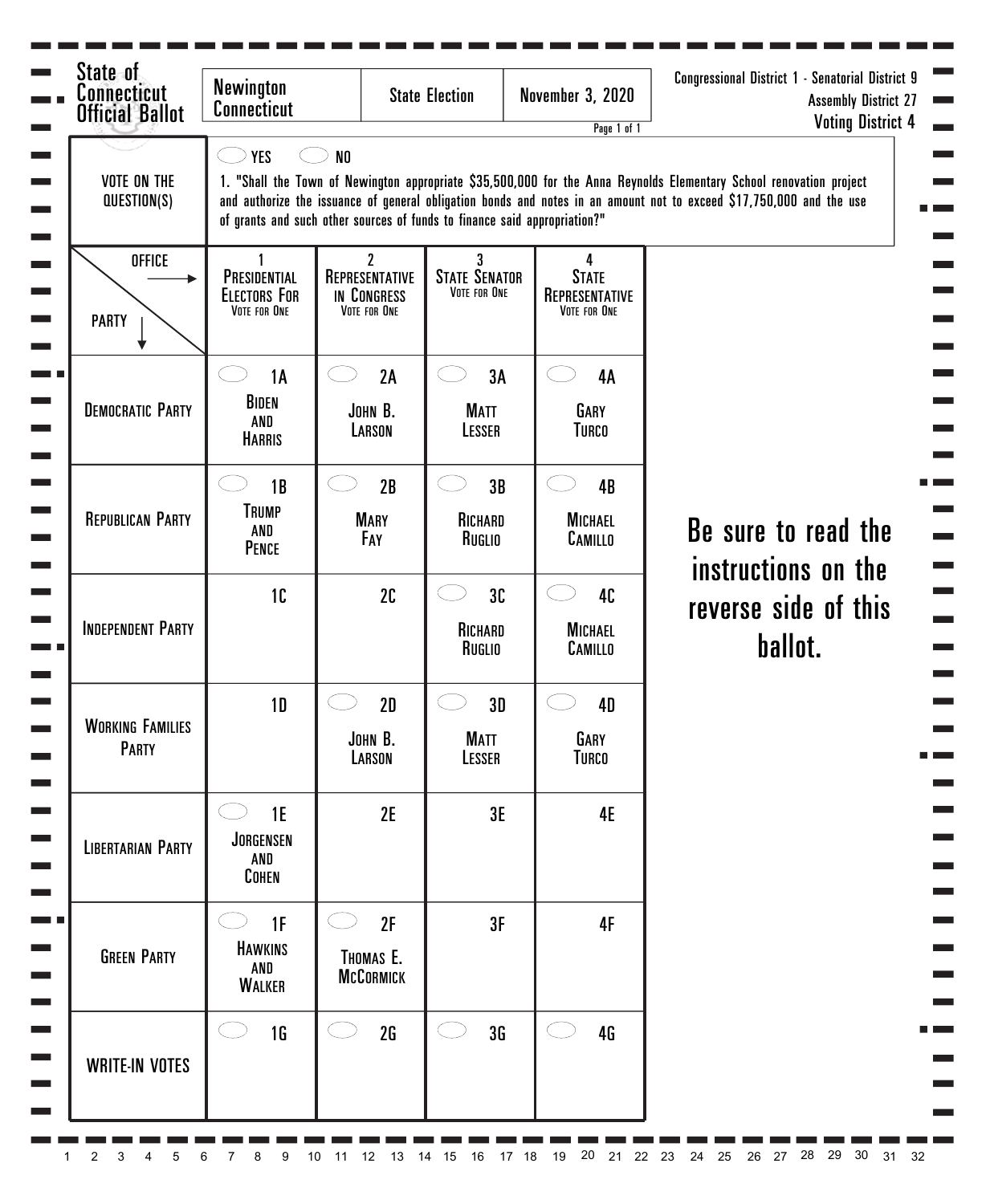# State of Connecticut Official Ballot

| Newington Connecticut | State Election | November 3, 2020 |
|---|---|---|

Congressional District 1 - Senatorial District 9
Assembly District 27
Voting District 4

## VOTE ON THE QUESTION(S)

YES   NO

1. "Shall the Town of Newington appropriate $35,500,000 for the Anna Reynolds Elementary School renovation project and authorize the issuance of general obligation bonds and notes in an amount not to exceed $17,750,000 and the use of grants and such other sources of funds to finance said appropriation?"

| OFFICE → / PARTY ↓ | 1 Presidential Electors For (Vote for One) | 2 Representative in Congress (Vote for One) | 3 State Senator (Vote for One) | 4 State Representative (Vote for One) |
|---|---|---|---|---|
| Democratic Party | 1A Biden and Harris | 2A John B. Larson | 3A Matt Lesser | 4A Gary Turco |
| Republican Party | 1B Trump and Pence | 2B Mary Fay | 3B Richard Ruglio | 4B Michael Camillo |
| Independent Party | 1C | 2C | 3C Richard Ruglio | 4C Michael Camillo |
| Working Families Party | 1D | 2D John B. Larson | 3D Matt Lesser | 4D Gary Turco |
| Libertarian Party | 1E Jorgensen and Cohen | 2E | 3E | 4E |
| Green Party | 1F Hawkins and Walker | 2F Thomas E. McCormick | 3F | 4F |
| Write-In Votes | 1G | 2G | 3G | 4G |

**Be sure to read the instructions on the reverse side of this ballot.**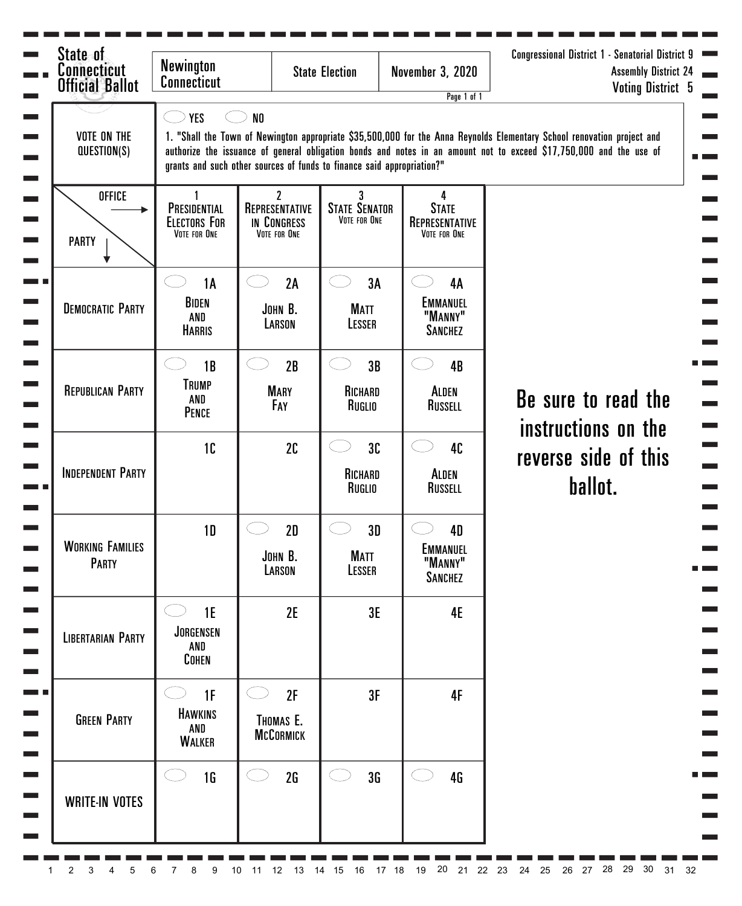State of Connecticut Official Ballot

| Newington Connecticut | State Election | November 3, 2020 |
| --- | --- | --- |

Congressional District 1 - Senatorial District 9
Assembly District 24
Voting District 5

**VOTE ON THE QUESTION(S)**

YES NO

1. "Shall the Town of Newington appropriate $35,500,000 for the Anna Reynolds Elementary School renovation project and authorize the issuance of general obligation bonds and notes in an amount not to exceed $17,750,000 and the use of grants and such other sources of funds to finance said appropriation?"

| OFFICE → / PARTY ↓ | 1 Presidential Electors For (Vote for One) | 2 Representative in Congress (Vote for One) | 3 State Senator (Vote for One) | 4 State Representative (Vote for One) |
| --- | --- | --- | --- | --- |
| Democratic Party | 1A Biden and Harris | 2A John B. Larson | 3A Matt Lesser | 4A Emmanuel "Manny" Sanchez |
| Republican Party | 1B Trump and Pence | 2B Mary Fay | 3B Richard Ruglio | 4B Alden Russell |
| Independent Party | 1C | 2C | 3C Richard Ruglio | 4C Alden Russell |
| Working Families Party | 1D | 2D John B. Larson | 3D Matt Lesser | 4D Emmanuel "Manny" Sanchez |
| Libertarian Party | 1E Jorgensen and Cohen | 2E | 3E | 4E |
| Green Party | 1F Hawkins and Walker | 2F Thomas E. McCormick | 3F | 4F |
| Write-In Votes | 1G | 2G | 3G | 4G |

**Be sure to read the instructions on the reverse side of this ballot.**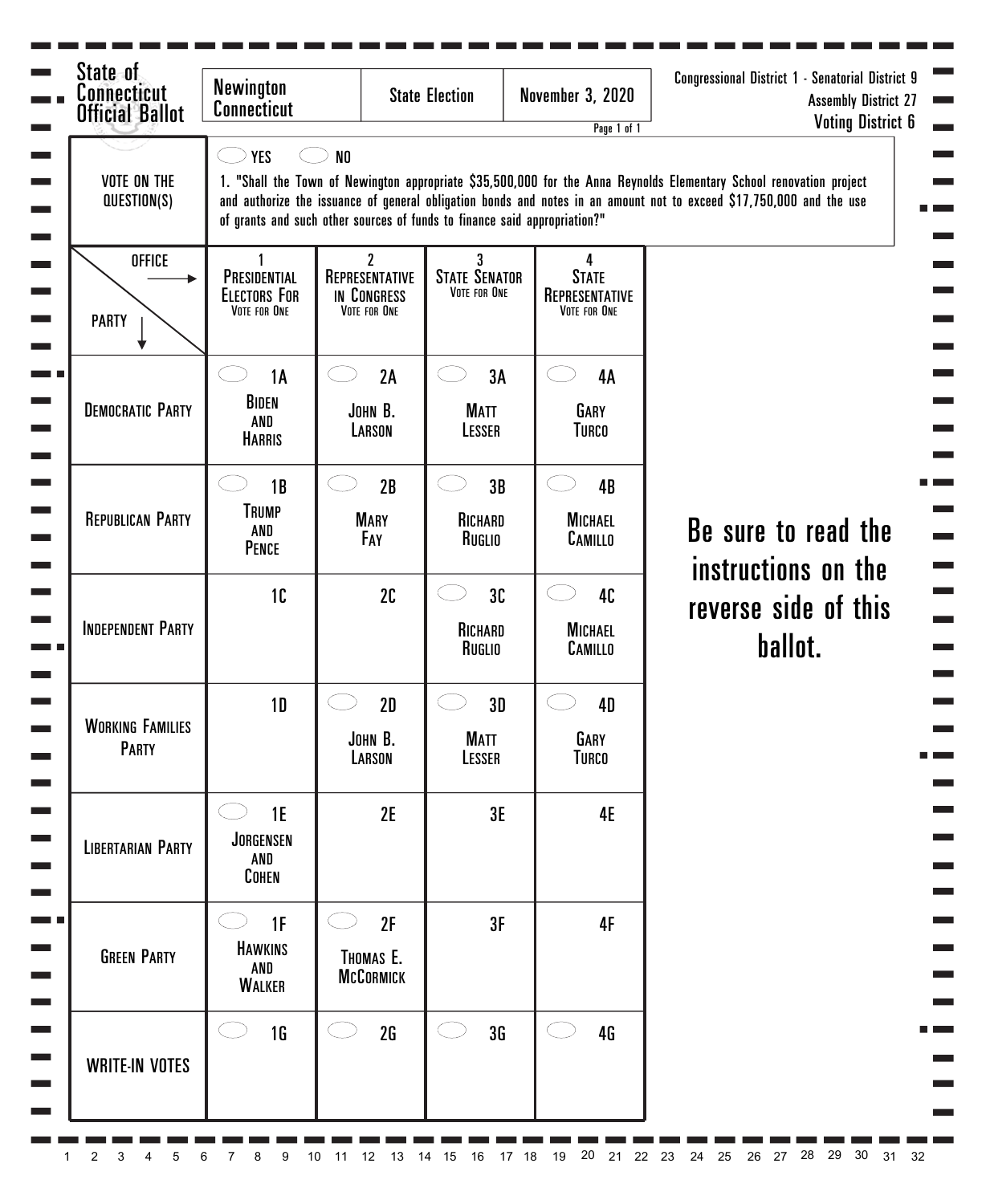State of Connecticut Official Ballot

| Newington Connecticut | State Election | November 3, 2020 |
|---|---|---|

Congressional District 1 - Senatorial District 9
Assembly District 27
Voting District 6

**VOTE ON THE QUESTION(S)**

◯ YES ◯ NO

1. "Shall the Town of Newington appropriate $35,500,000 for the Anna Reynolds Elementary School renovation project and authorize the issuance of general obligation bonds and notes in an amount not to exceed $17,750,000 and the use of grants and such other sources of funds to finance said appropriation?"

| OFFICE → / PARTY ↓ | 1 Presidential Electors For (Vote for One) | 2 Representative in Congress (Vote for One) | 3 State Senator (Vote for One) | 4 State Representative (Vote for One) |
|---|---|---|---|---|
| Democratic Party | ◯ 1A Biden and Harris | ◯ 2A John B. Larson | ◯ 3A Matt Lesser | ◯ 4A Gary Turco |
| Republican Party | ◯ 1B Trump and Pence | ◯ 2B Mary Fay | ◯ 3B Richard Ruglio | ◯ 4B Michael Camillo |
| Independent Party | 1C | 2C | ◯ 3C Richard Ruglio | ◯ 4C Michael Camillo |
| Working Families Party | 1D | ◯ 2D John B. Larson | ◯ 3D Matt Lesser | ◯ 4D Gary Turco |
| Libertarian Party | ◯ 1E Jorgensen and Cohen | 2E | 3E | 4E |
| Green Party | ◯ 1F Hawkins and Walker | ◯ 2F Thomas E. McCormick | 3F | 4F |
| Write-In Votes | ◯ 1G | ◯ 2G | ◯ 3G | ◯ 4G |

**Be sure to read the instructions on the reverse side of this ballot.**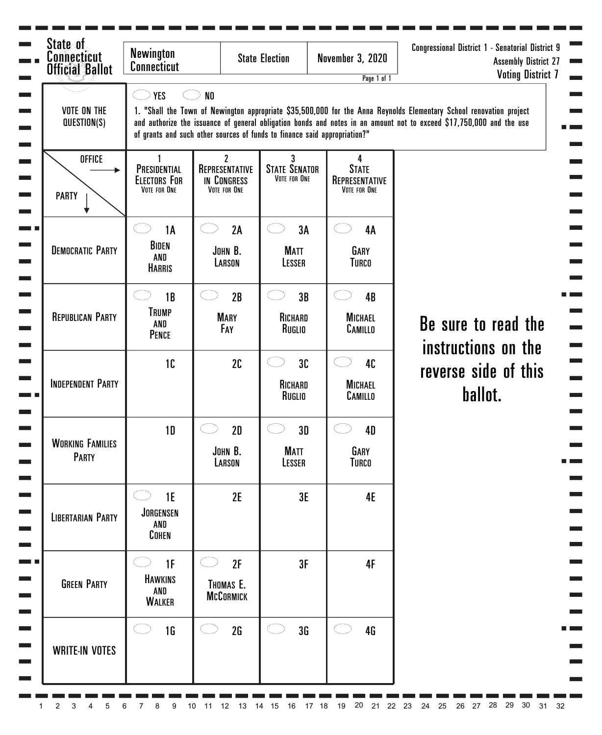# State of Connecticut Official Ballot

| Newington Connecticut | State Election | November 3, 2020 |
| --- | --- | --- |

Page 1 of 1

Congressional District 1 - Senatorial District 9
Assembly District 27
Voting District 7

**VOTE ON THE QUESTION(S)**

YES NO

1. "Shall the Town of Newington appropriate $35,500,000 for the Anna Reynolds Elementary School renovation project and authorize the issuance of general obligation bonds and notes in an amount not to exceed $17,750,000 and the use of grants and such other sources of funds to finance said appropriation?"

| OFFICE → / PARTY ↓ | 1 Presidential Electors For (Vote for One) | 2 Representative in Congress (Vote for One) | 3 State Senator (Vote for One) | 4 State Representative (Vote for One) |
| --- | --- | --- | --- | --- |
| Democratic Party | 1A Biden and Harris | 2A John B. Larson | 3A Matt Lesser | 4A Gary Turco |
| Republican Party | 1B Trump and Pence | 2B Mary Fay | 3B Richard Ruglio | 4B Michael Camillo |
| Independent Party | 1C | 2C | 3C Richard Ruglio | 4C Michael Camillo |
| Working Families Party | 1D | 2D John B. Larson | 3D Matt Lesser | 4D Gary Turco |
| Libertarian Party | 1E Jorgensen and Cohen | 2E | 3E | 4E |
| Green Party | 1F Hawkins and Walker | 2F Thomas E. McCormick | 3F | 4F |
| Write-In Votes | 1G | 2G | 3G | 4G |

**Be sure to read the instructions on the reverse side of this ballot.**

1 2 3 4 5 6 7 8 9 10 11 12 13 14 15 16 17 18 19 20 21 22 23 24 25 26 27 28 29 30 31 32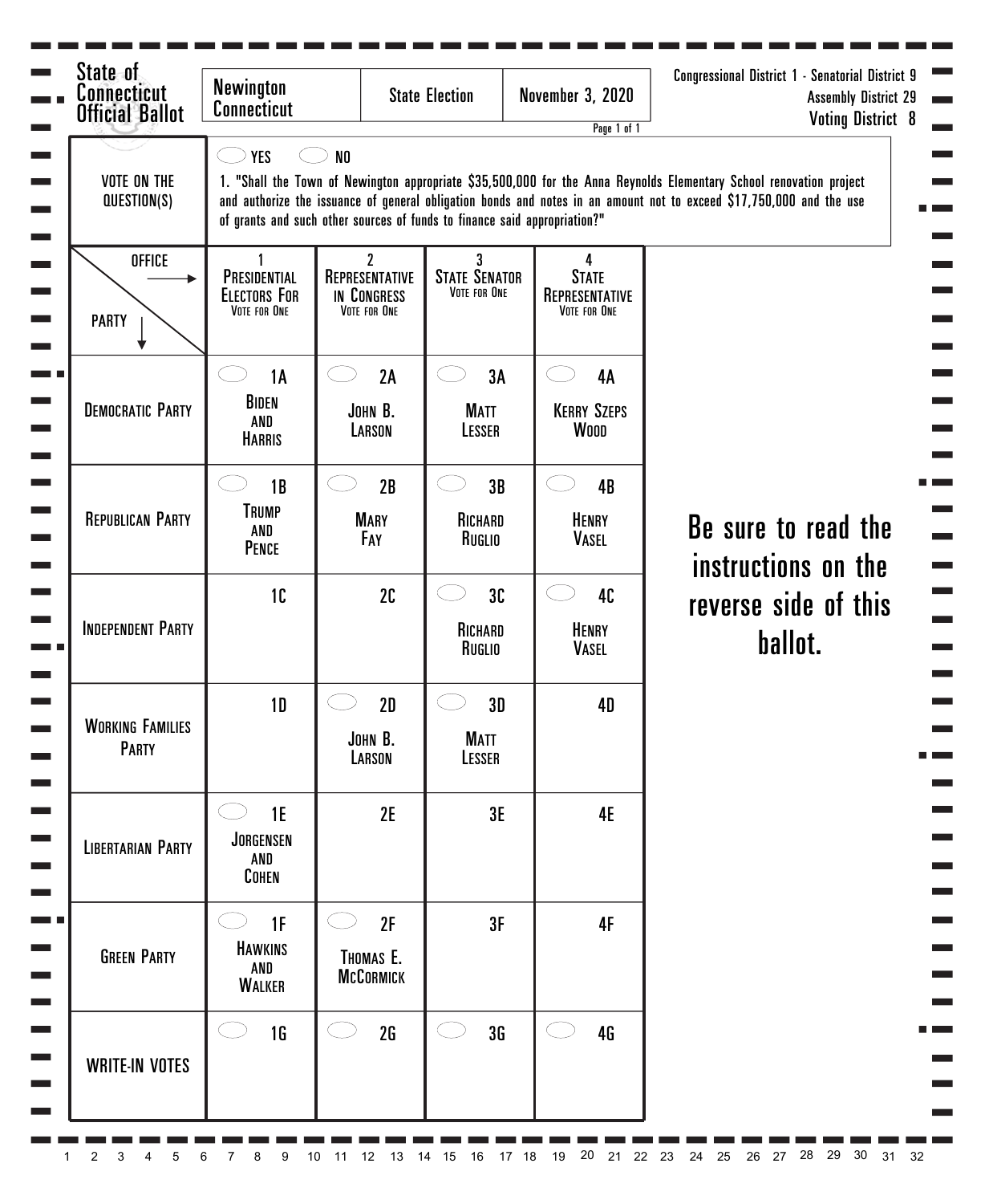# State of Connecticut Official Ballot

| Newington Connecticut | State Election | November 3, 2020 |
|---|---|---|

Congressional District 1 - Senatorial District 9
Assembly District 29
Voting District 8

## VOTE ON THE QUESTION(S)

YES NO

1. "Shall the Town of Newington appropriate $35,500,000 for the Anna Reynolds Elementary School renovation project and authorize the issuance of general obligation bonds and notes in an amount not to exceed $17,750,000 and the use of grants and such other sources of funds to finance said appropriation?"

| OFFICE → / PARTY ↓ | 1 Presidential Electors For (Vote for One) | 2 Representative in Congress (Vote for One) | 3 State Senator (Vote for One) | 4 State Representative (Vote for One) |
|---|---|---|---|---|
| Democratic Party | 1A Biden and Harris | 2A John B. Larson | 3A Matt Lesser | 4A Kerry Szeps Wood |
| Republican Party | 1B Trump and Pence | 2B Mary Fay | 3B Richard Ruglio | 4B Henry Vasel |
| Independent Party | 1C | 2C | 3C Richard Ruglio | 4C Henry Vasel |
| Working Families Party | 1D | 2D John B. Larson | 3D Matt Lesser | 4D |
| Libertarian Party | 1E Jorgensen and Cohen | 2E | 3E | 4E |
| Green Party | 1F Hawkins and Walker | 2F Thomas E. McCormick | 3F | 4F |
| Write-In Votes | 1G | 2G | 3G | 4G |

**Be sure to read the instructions on the reverse side of this ballot.**